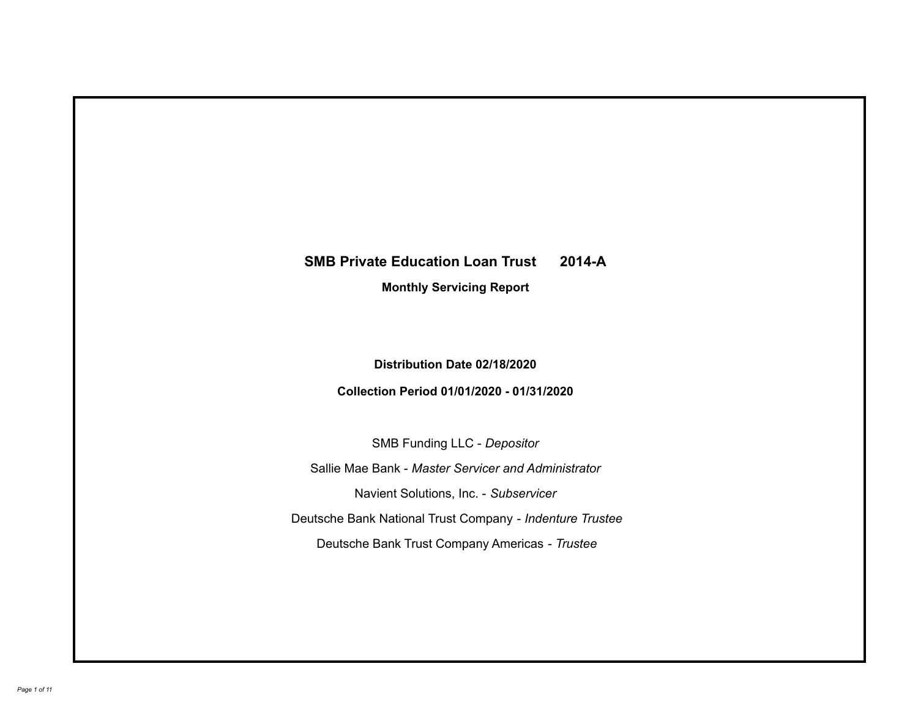# SMB Private Education Loan Trust 2014-A

## Monthly Servicing Report

**Distribution Date 02/18/2020**

**Collection Period 01/01/2020 - 01/31/2020**

SMB Funding LLC - *Depositor*

Sallie Mae Bank - *Master Servicer and Administrator*

Navient Solutions, Inc. - *Subservicer*

Deutsche Bank National Trust Company - *Indenture Trustee*

Deutsche Bank Trust Company Americas - *Trustee*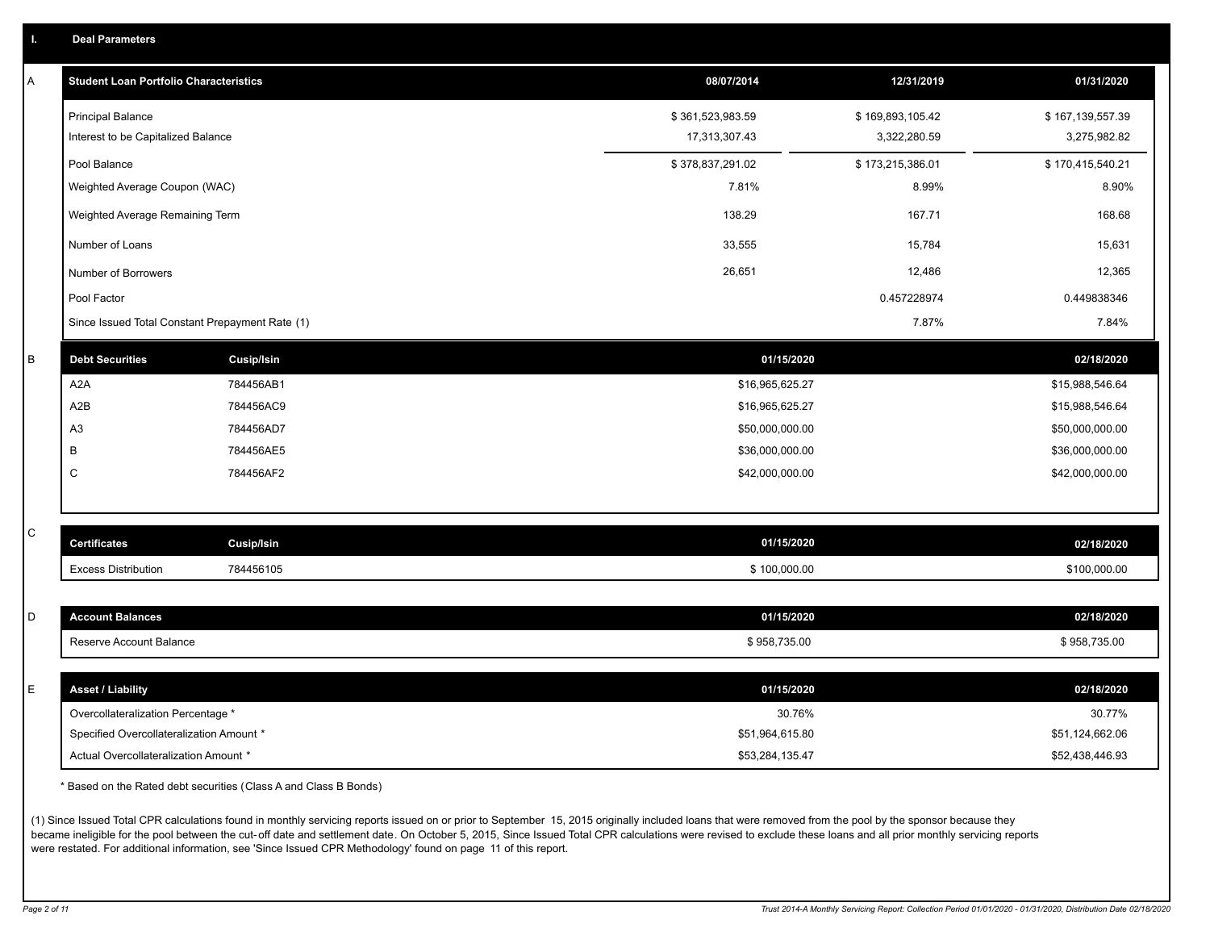## I. Deal Parameters

### A

| Student Loan Portfolio Characteristics | 08/07/2014 | 12/31/2019 | 01/31/2020 |
|---|---|---|---|
| Principal Balance | $ 361,523,983.59 | $ 169,893,105.42 | $ 167,139,557.39 |
| Interest to be Capitalized Balance | 17,313,307.43 | 3,322,280.59 | 3,275,982.82 |
| Pool Balance | $ 378,837,291.02 | $ 173,215,386.01 | $ 170,415,540.21 |
| Weighted Average Coupon (WAC) | 7.81% | 8.99% | 8.90% |
| Weighted Average Remaining Term | 138.29 | 167.71 | 168.68 |
| Number of Loans | 33,555 | 15,784 | 15,631 |
| Number of Borrowers | 26,651 | 12,486 | 12,365 |
| Pool Factor | | 0.457228974 | 0.449838346 |
| Since Issued Total Constant Prepayment Rate (1) | | 7.87% | 7.84% |

### B

| Debt Securities | Cusip/Isin | 01/15/2020 | 02/18/2020 |
|---|---|---|---|
| A2A | 784456AB1 | $16,965,625.27 | $15,988,546.64 |
| A2B | 784456AC9 | $16,965,625.27 | $15,988,546.64 |
| A3 | 784456AD7 | $50,000,000.00 | $50,000,000.00 |
| B | 784456AE5 | $36,000,000.00 | $36,000,000.00 |
| C | 784456AF2 | $42,000,000.00 | $42,000,000.00 |

### C

| Certificates | Cusip/Isin | 01/15/2020 | 02/18/2020 |
|---|---|---|---|
| Excess Distribution | 784456105 | $ 100,000.00 | $100,000.00 |

### D

| Account Balances | 01/15/2020 | 02/18/2020 |
|---|---|---|
| Reserve Account Balance | $ 958,735.00 | $ 958,735.00 |

### E

| Asset / Liability | 01/15/2020 | 02/18/2020 |
|---|---|---|
| Overcollateralization Percentage * | 30.76% | 30.77% |
| Specified Overcollateralization Amount * | $51,964,615.80 | $51,124,662.06 |
| Actual Overcollateralization Amount * | $53,284,135.47 | $52,438,446.93 |

* Based on the Rated debt securities (Class A and Class B Bonds)

(1) Since Issued Total CPR calculations found in monthly servicing reports issued on or prior to September 15, 2015 originally included loans that were removed from the pool by the sponsor because they became ineligible for the pool between the cut-off date and settlement date. On October 5, 2015, Since Issued Total CPR calculations were revised to exclude these loans and all prior monthly servicing reports were restated. For additional information, see 'Since Issued CPR Methodology' found on page 11 of this report.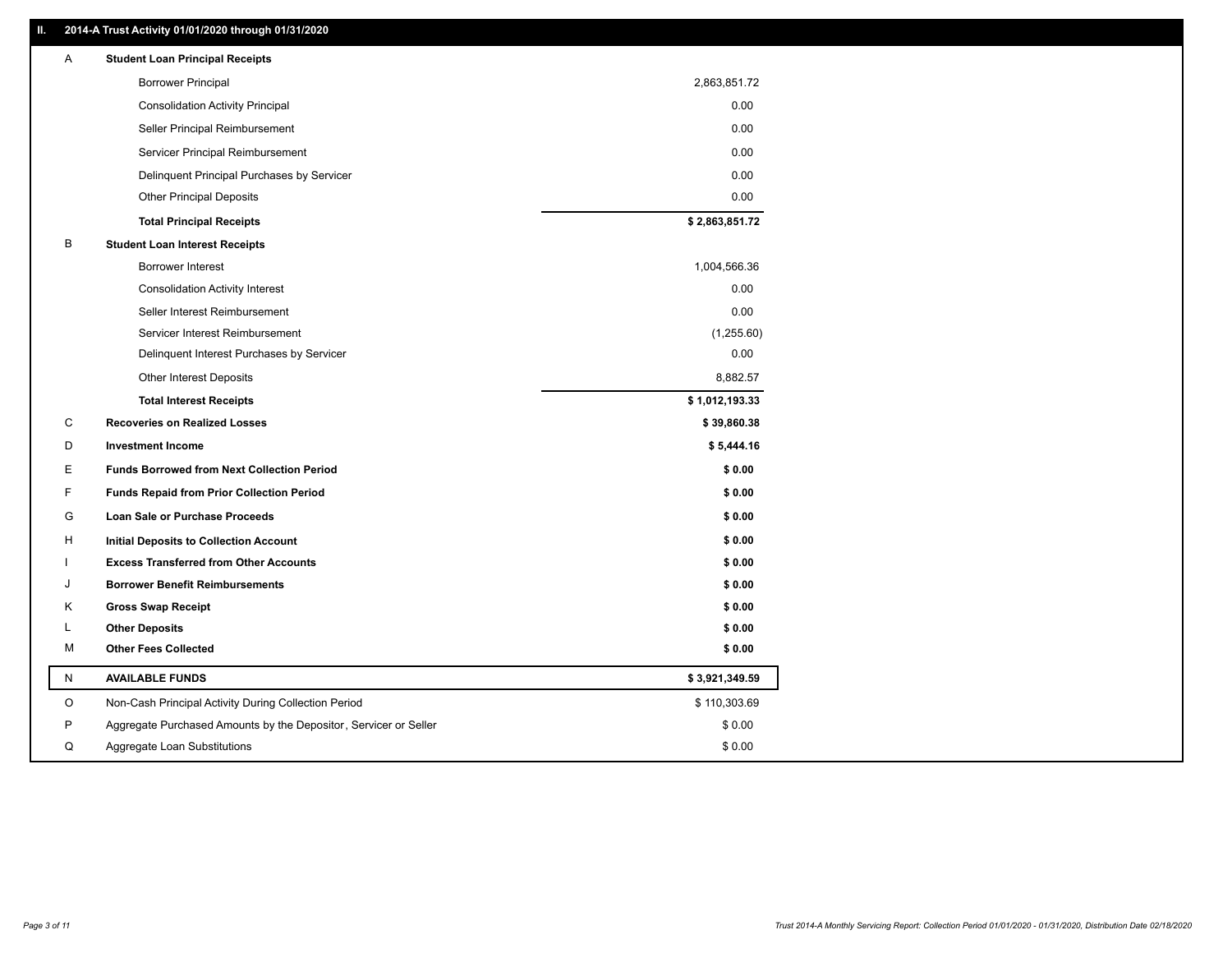## II. 2014-A Trust Activity 01/01/2020 through 01/31/2020

| | | |
|---|---|---|
| A | **Student Loan Principal Receipts** | |
| | Borrower Principal | 2,863,851.72 |
| | Consolidation Activity Principal | 0.00 |
| | Seller Principal Reimbursement | 0.00 |
| | Servicer Principal Reimbursement | 0.00 |
| | Delinquent Principal Purchases by Servicer | 0.00 |
| | Other Principal Deposits | 0.00 |
| | **Total Principal Receipts** | **$ 2,863,851.72** |
| B | **Student Loan Interest Receipts** | |
| | Borrower Interest | 1,004,566.36 |
| | Consolidation Activity Interest | 0.00 |
| | Seller Interest Reimbursement | 0.00 |
| | Servicer Interest Reimbursement | (1,255.60) |
| | Delinquent Interest Purchases by Servicer | 0.00 |
| | Other Interest Deposits | 8,882.57 |
| | **Total Interest Receipts** | **$ 1,012,193.33** |
| C | **Recoveries on Realized Losses** | **$ 39,860.38** |
| D | **Investment Income** | **$ 5,444.16** |
| E | **Funds Borrowed from Next Collection Period** | **$ 0.00** |
| F | **Funds Repaid from Prior Collection Period** | **$ 0.00** |
| G | **Loan Sale or Purchase Proceeds** | **$ 0.00** |
| H | **Initial Deposits to Collection Account** | **$ 0.00** |
| I | **Excess Transferred from Other Accounts** | **$ 0.00** |
| J | **Borrower Benefit Reimbursements** | **$ 0.00** |
| K | **Gross Swap Receipt** | **$ 0.00** |
| L | **Other Deposits** | **$ 0.00** |
| M | **Other Fees Collected** | **$ 0.00** |
| N | **AVAILABLE FUNDS** | **$ 3,921,349.59** |
| O | Non-Cash Principal Activity During Collection Period | $ 110,303.69 |
| P | Aggregate Purchased Amounts by the Depositor, Servicer or Seller | $ 0.00 |
| Q | Aggregate Loan Substitutions | $ 0.00 |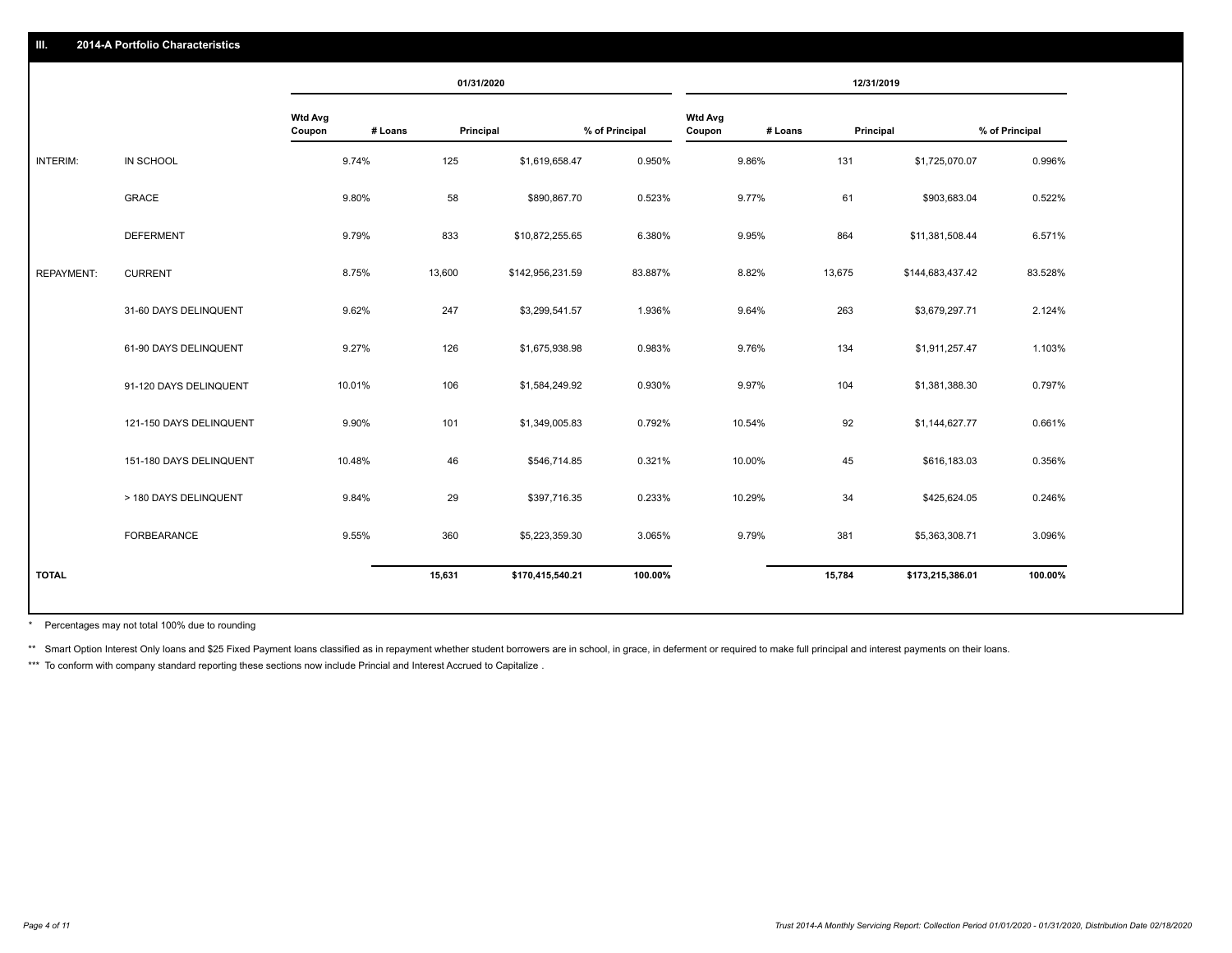## III. 2014-A Portfolio Characteristics

| | | 01/31/2020 | | | | 12/31/2019 | | | |
|---|---|---|---|---|---|---|---|---|---|
| | | Wtd Avg Coupon | # Loans | Principal | % of Principal | Wtd Avg Coupon | # Loans | Principal | % of Principal |
| INTERIM: | IN SCHOOL | 9.74% | 125 | $1,619,658.47 | 0.950% | 9.86% | 131 | $1,725,070.07 | 0.996% |
| | GRACE | 9.80% | 58 | $890,867.70 | 0.523% | 9.77% | 61 | $903,683.04 | 0.522% |
| | DEFERMENT | 9.79% | 833 | $10,872,255.65 | 6.380% | 9.95% | 864 | $11,381,508.44 | 6.571% |
| REPAYMENT: | CURRENT | 8.75% | 13,600 | $142,956,231.59 | 83.887% | 8.82% | 13,675 | $144,683,437.42 | 83.528% |
| | 31-60 DAYS DELINQUENT | 9.62% | 247 | $3,299,541.57 | 1.936% | 9.64% | 263 | $3,679,297.71 | 2.124% |
| | 61-90 DAYS DELINQUENT | 9.27% | 126 | $1,675,938.98 | 0.983% | 9.76% | 134 | $1,911,257.47 | 1.103% |
| | 91-120 DAYS DELINQUENT | 10.01% | 106 | $1,584,249.92 | 0.930% | 9.97% | 104 | $1,381,388.30 | 0.797% |
| | 121-150 DAYS DELINQUENT | 9.90% | 101 | $1,349,005.83 | 0.792% | 10.54% | 92 | $1,144,627.77 | 0.661% |
| | 151-180 DAYS DELINQUENT | 10.48% | 46 | $546,714.85 | 0.321% | 10.00% | 45 | $616,183.03 | 0.356% |
| | > 180 DAYS DELINQUENT | 9.84% | 29 | $397,716.35 | 0.233% | 10.29% | 34 | $425,624.05 | 0.246% |
| | FORBEARANCE | 9.55% | 360 | $5,223,359.30 | 3.065% | 9.79% | 381 | $5,363,308.71 | 3.096% |
| TOTAL | | | 15,631 | $170,415,540.21 | 100.00% | | 15,784 | $173,215,386.01 | 100.00% |

* Percentages may not total 100% due to rounding

** Smart Option Interest Only loans and $25 Fixed Payment loans classified as in repayment whether student borrowers are in school, in grace, in deferment or required to make full principal and interest payments on their loans.

*** To conform with company standard reporting these sections now include Princial and Interest Accrued to Capitalize .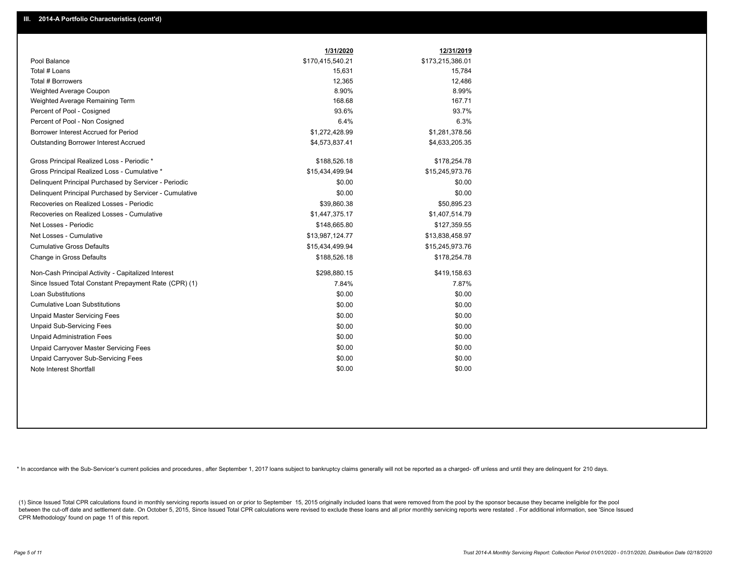## III. 2014-A Portfolio Characteristics (cont'd)

| | 1/31/2020 | 12/31/2019 |
|---|---|---|
| Pool Balance | $170,415,540.21 | $173,215,386.01 |
| Total # Loans | 15,631 | 15,784 |
| Total # Borrowers | 12,365 | 12,486 |
| Weighted Average Coupon | 8.90% | 8.99% |
| Weighted Average Remaining Term | 168.68 | 167.71 |
| Percent of Pool - Cosigned | 93.6% | 93.7% |
| Percent of Pool - Non Cosigned | 6.4% | 6.3% |
| Borrower Interest Accrued for Period | $1,272,428.99 | $1,281,378.56 |
| Outstanding Borrower Interest Accrued | $4,573,837.41 | $4,633,205.35 |
| Gross Principal Realized Loss - Periodic * | $188,526.18 | $178,254.78 |
| Gross Principal Realized Loss - Cumulative * | $15,434,499.94 | $15,245,973.76 |
| Delinquent Principal Purchased by Servicer - Periodic | $0.00 | $0.00 |
| Delinquent Principal Purchased by Servicer - Cumulative | $0.00 | $0.00 |
| Recoveries on Realized Losses - Periodic | $39,860.38 | $50,895.23 |
| Recoveries on Realized Losses - Cumulative | $1,447,375.17 | $1,407,514.79 |
| Net Losses - Periodic | $148,665.80 | $127,359.55 |
| Net Losses - Cumulative | $13,987,124.77 | $13,838,458.97 |
| Cumulative Gross Defaults | $15,434,499.94 | $15,245,973.76 |
| Change in Gross Defaults | $188,526.18 | $178,254.78 |
| Non-Cash Principal Activity - Capitalized Interest | $298,880.15 | $419,158.63 |
| Since Issued Total Constant Prepayment Rate (CPR) (1) | 7.84% | 7.87% |
| Loan Substitutions | $0.00 | $0.00 |
| Cumulative Loan Substitutions | $0.00 | $0.00 |
| Unpaid Master Servicing Fees | $0.00 | $0.00 |
| Unpaid Sub-Servicing Fees | $0.00 | $0.00 |
| Unpaid Administration Fees | $0.00 | $0.00 |
| Unpaid Carryover Master Servicing Fees | $0.00 | $0.00 |
| Unpaid Carryover Sub-Servicing Fees | $0.00 | $0.00 |
| Note Interest Shortfall | $0.00 | $0.00 |

* In accordance with the Sub-Servicer's current policies and procedures, after September 1, 2017 loans subject to bankruptcy claims generally will not be reported as a charged- off unless and until they are delinquent for 210 days.

(1) Since Issued Total CPR calculations found in monthly servicing reports issued on or prior to September 15, 2015 originally included loans that were removed from the pool by the sponsor because they became ineligible for the pool between the cut-off date and settlement date. On October 5, 2015, Since Issued Total CPR calculations were revised to exclude these loans and all prior monthly servicing reports were restated . For additional information, see 'Since Issued CPR Methodology' found on page 11 of this report.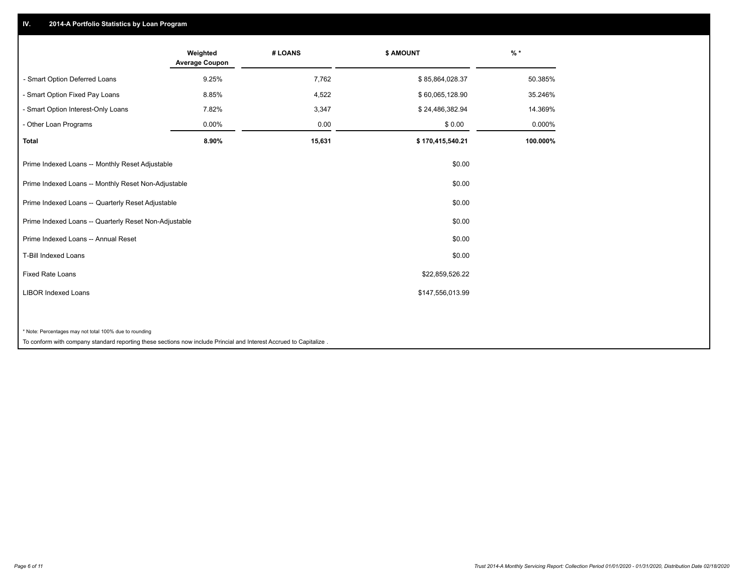## IV. 2014-A Portfolio Statistics by Loan Program

| | Weighted Average Coupon | # LOANS | $ AMOUNT | % * |
|---|---|---|---|---|
| - Smart Option Deferred Loans | 9.25% | 7,762 | $ 85,864,028.37 | 50.385% |
| - Smart Option Fixed Pay Loans | 8.85% | 4,522 | $ 60,065,128.90 | 35.246% |
| - Smart Option Interest-Only Loans | 7.82% | 3,347 | $ 24,486,382.94 | 14.369% |
| - Other Loan Programs | 0.00% | 0.00 | $ 0.00 | 0.000% |
| **Total** | **8.90%** | **15,631** | **$ 170,415,540.21** | **100.000%** |

| | |
|---|---|
| Prime Indexed Loans -- Monthly Reset Adjustable | $0.00 |
| Prime Indexed Loans -- Monthly Reset Non-Adjustable | $0.00 |
| Prime Indexed Loans -- Quarterly Reset Adjustable | $0.00 |
| Prime Indexed Loans -- Quarterly Reset Non-Adjustable | $0.00 |
| Prime Indexed Loans -- Annual Reset | $0.00 |
| T-Bill Indexed Loans | $0.00 |
| Fixed Rate Loans | $22,859,526.22 |
| LIBOR Indexed Loans | $147,556,013.99 |

\* Note: Percentages may not total 100% due to rounding

To conform with company standard reporting these sections now include Princial and Interest Accrued to Capitalize .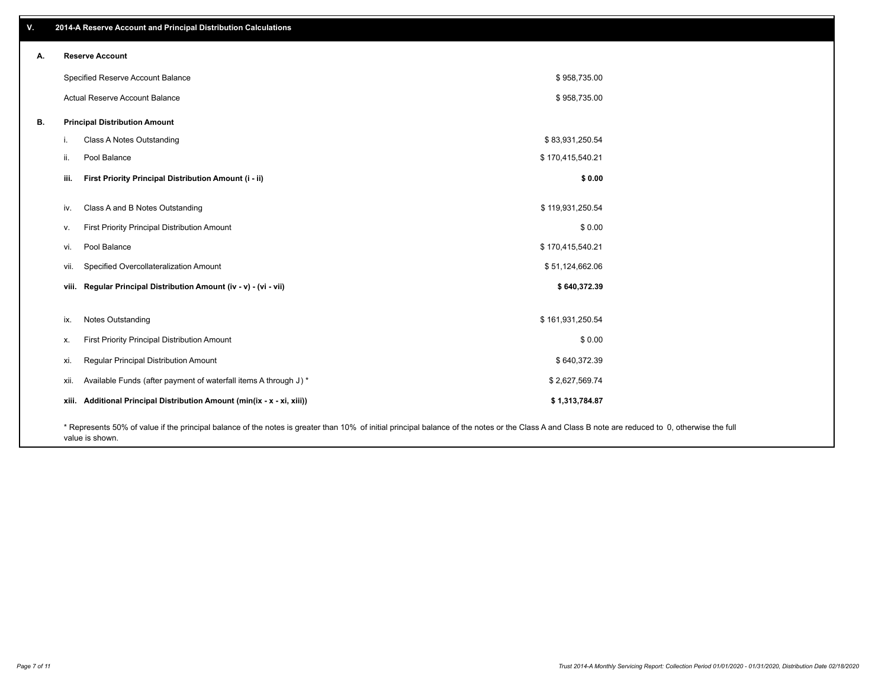## V. 2014-A Reserve Account and Principal Distribution Calculations

### A. Reserve Account

| | |
|---|---|
| Specified Reserve Account Balance | $ 958,735.00 |
| Actual Reserve Account Balance | $ 958,735.00 |

### B. Principal Distribution Amount

| | | |
|---|---|---|
| i. | Class A Notes Outstanding | $ 83,931,250.54 |
| ii. | Pool Balance | $ 170,415,540.21 |
| **iii.** | **First Priority Principal Distribution Amount (i - ii)** | **$ 0.00** |
| iv. | Class A and B Notes Outstanding | $ 119,931,250.54 |
| v. | First Priority Principal Distribution Amount | $ 0.00 |
| vi. | Pool Balance | $ 170,415,540.21 |
| vii. | Specified Overcollateralization Amount | $ 51,124,662.06 |
| **viii.** | **Regular Principal Distribution Amount (iv - v) - (vi - vii)** | **$ 640,372.39** |
| ix. | Notes Outstanding | $ 161,931,250.54 |
| x. | First Priority Principal Distribution Amount | $ 0.00 |
| xi. | Regular Principal Distribution Amount | $ 640,372.39 |
| xii. | Available Funds (after payment of waterfall items A through J) * | $ 2,627,569.74 |
| **xiii.** | **Additional Principal Distribution Amount (min(ix - x - xi, xiii))** | **$ 1,313,784.87** |

* Represents 50% of value if the principal balance of the notes is greater than 10% of initial principal balance of the notes or the Class A and Class B note are reduced to 0, otherwise the full value is shown.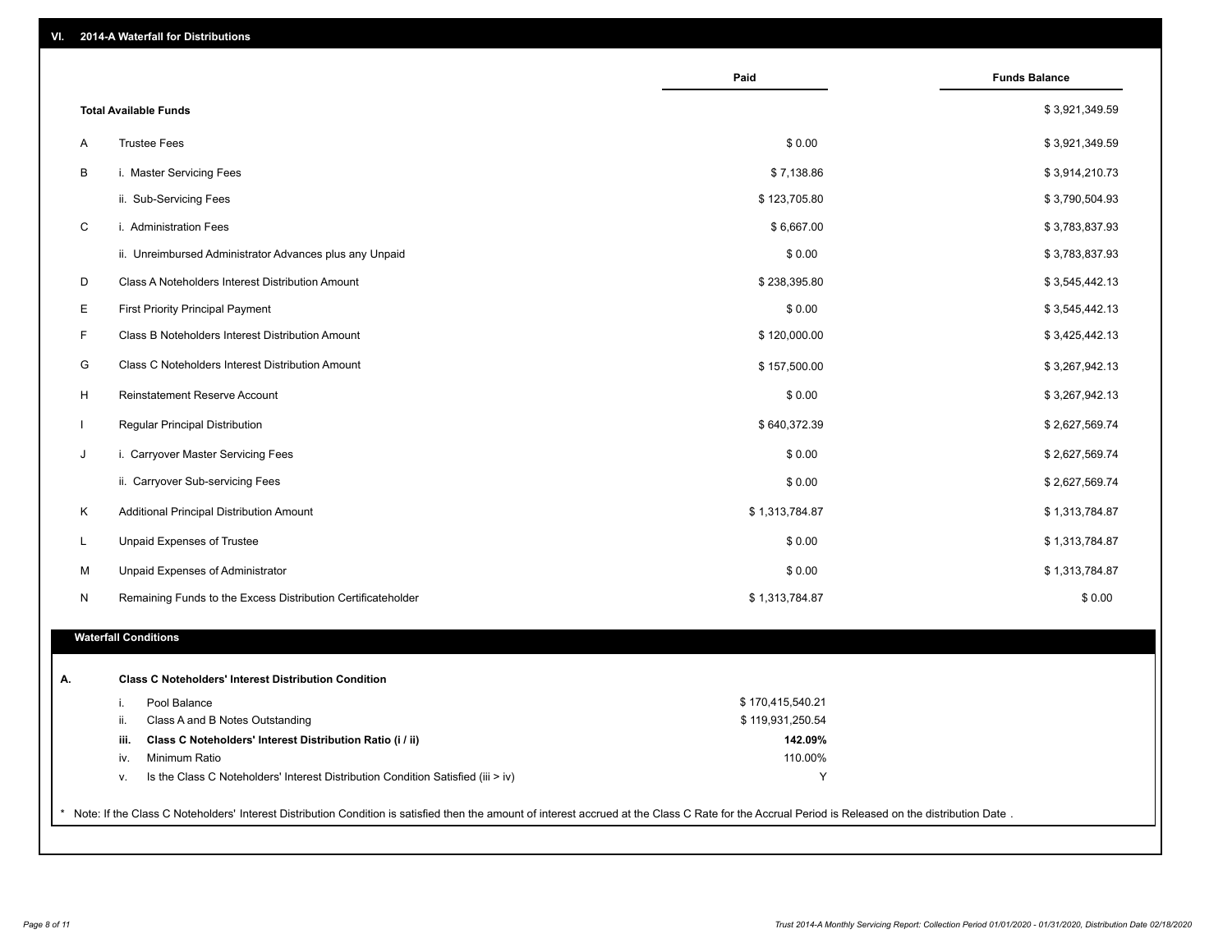## VI. 2014-A Waterfall for Distributions

| | | Paid | Funds Balance |
|---|---|---|---|
| | **Total Available Funds** | | $ 3,921,349.59 |
| A | Trustee Fees | $ 0.00 | $ 3,921,349.59 |
| B | i. Master Servicing Fees | $ 7,138.86 | $ 3,914,210.73 |
| | ii. Sub-Servicing Fees | $ 123,705.80 | $ 3,790,504.93 |
| C | i. Administration Fees | $ 6,667.00 | $ 3,783,837.93 |
| | ii. Unreimbursed Administrator Advances plus any Unpaid | $ 0.00 | $ 3,783,837.93 |
| D | Class A Noteholders Interest Distribution Amount | $ 238,395.80 | $ 3,545,442.13 |
| E | First Priority Principal Payment | $ 0.00 | $ 3,545,442.13 |
| F | Class B Noteholders Interest Distribution Amount | $ 120,000.00 | $ 3,425,442.13 |
| G | Class C Noteholders Interest Distribution Amount | $ 157,500.00 | $ 3,267,942.13 |
| H | Reinstatement Reserve Account | $ 0.00 | $ 3,267,942.13 |
| I | Regular Principal Distribution | $ 640,372.39 | $ 2,627,569.74 |
| J | i. Carryover Master Servicing Fees | $ 0.00 | $ 2,627,569.74 |
| | ii. Carryover Sub-servicing Fees | $ 0.00 | $ 2,627,569.74 |
| K | Additional Principal Distribution Amount | $ 1,313,784.87 | $ 1,313,784.87 |
| L | Unpaid Expenses of Trustee | $ 0.00 | $ 1,313,784.87 |
| M | Unpaid Expenses of Administrator | $ 0.00 | $ 1,313,784.87 |
| N | Remaining Funds to the Excess Distribution Certificateholder | $ 1,313,784.87 | $ 0.00 |

## Waterfall Conditions

**A. Class C Noteholders' Interest Distribution Condition**

| | | |
|---|---|---|
| i. | Pool Balance | $ 170,415,540.21 |
| ii. | Class A and B Notes Outstanding | $ 119,931,250.54 |
| **iii.** | **Class C Noteholders' Interest Distribution Ratio (i / ii)** | **142.09%** |
| iv. | Minimum Ratio | 110.00% |
| v. | Is the Class C Noteholders' Interest Distribution Condition Satisfied (iii > iv) | Y |

* Note: If the Class C Noteholders' Interest Distribution Condition is satisfied then the amount of interest accrued at the Class C Rate for the Accrual Period is Released on the distribution Date .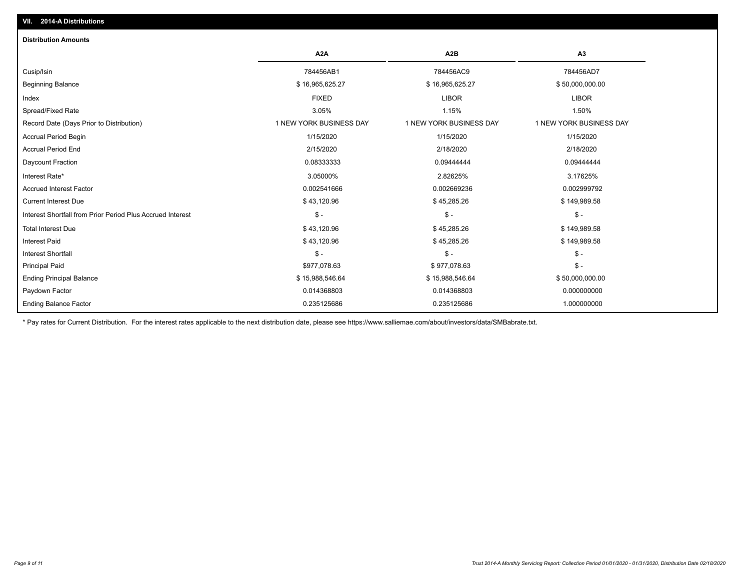## VII. 2014-A Distributions

### Distribution Amounts

| | A2A | A2B | A3 |
|---|---|---|---|
| Cusip/Isin | 784456AB1 | 784456AC9 | 784456AD7 |
| Beginning Balance | $ 16,965,625.27 | $ 16,965,625.27 | $ 50,000,000.00 |
| Index | FIXED | LIBOR | LIBOR |
| Spread/Fixed Rate | 3.05% | 1.15% | 1.50% |
| Record Date (Days Prior to Distribution) | 1 NEW YORK BUSINESS DAY | 1 NEW YORK BUSINESS DAY | 1 NEW YORK BUSINESS DAY |
| Accrual Period Begin | 1/15/2020 | 1/15/2020 | 1/15/2020 |
| Accrual Period End | 2/15/2020 | 2/18/2020 | 2/18/2020 |
| Daycount Fraction | 0.08333333 | 0.09444444 | 0.09444444 |
| Interest Rate* | 3.05000% | 2.82625% | 3.17625% |
| Accrued Interest Factor | 0.002541666 | 0.002669236 | 0.002999792 |
| Current Interest Due | $ 43,120.96 | $ 45,285.26 | $ 149,989.58 |
| Interest Shortfall from Prior Period Plus Accrued Interest | $ - | $ - | $ - |
| Total Interest Due | $ 43,120.96 | $ 45,285.26 | $ 149,989.58 |
| Interest Paid | $ 43,120.96 | $ 45,285.26 | $ 149,989.58 |
| Interest Shortfall | $ - | $ - | $ - |
| Principal Paid | $977,078.63 | $ 977,078.63 | $ - |
| Ending Principal Balance | $ 15,988,546.64 | $ 15,988,546.64 | $ 50,000,000.00 |
| Paydown Factor | 0.014368803 | 0.014368803 | 0.000000000 |
| Ending Balance Factor | 0.235125686 | 0.235125686 | 1.000000000 |

* Pay rates for Current Distribution. For the interest rates applicable to the next distribution date, please see https://www.salliemae.com/about/investors/data/SMBabrate.txt.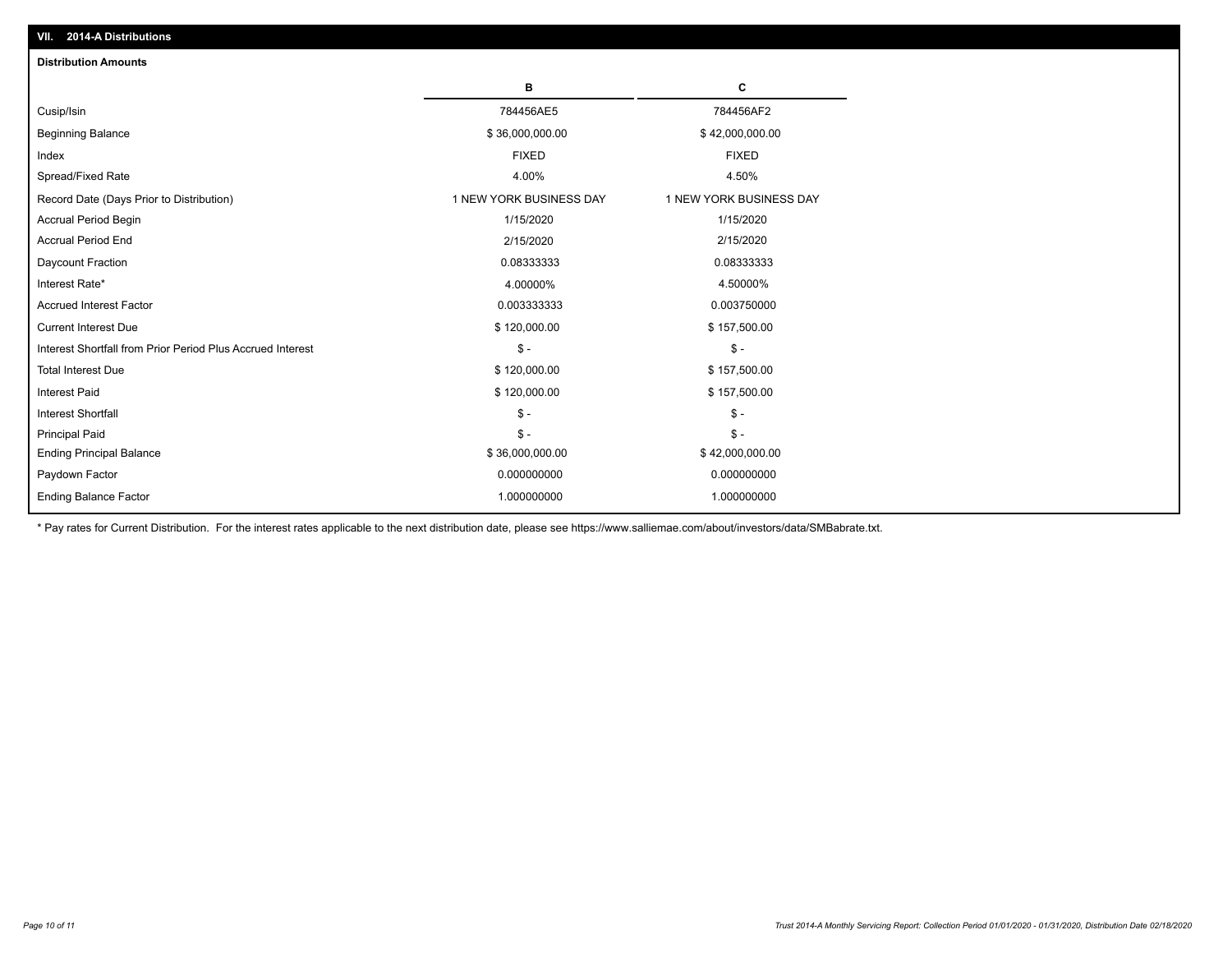## VII. 2014-A Distributions

### Distribution Amounts

| | B | C |
|---|---|---|
| Cusip/Isin | 784456AE5 | 784456AF2 |
| Beginning Balance | $ 36,000,000.00 | $ 42,000,000.00 |
| Index | FIXED | FIXED |
| Spread/Fixed Rate | 4.00% | 4.50% |
| Record Date (Days Prior to Distribution) | 1 NEW YORK BUSINESS DAY | 1 NEW YORK BUSINESS DAY |
| Accrual Period Begin | 1/15/2020 | 1/15/2020 |
| Accrual Period End | 2/15/2020 | 2/15/2020 |
| Daycount Fraction | 0.08333333 | 0.08333333 |
| Interest Rate* | 4.00000% | 4.50000% |
| Accrued Interest Factor | 0.003333333 | 0.003750000 |
| Current Interest Due | $ 120,000.00 | $ 157,500.00 |
| Interest Shortfall from Prior Period Plus Accrued Interest | $ - | $ - |
| Total Interest Due | $ 120,000.00 | $ 157,500.00 |
| Interest Paid | $ 120,000.00 | $ 157,500.00 |
| Interest Shortfall | $ - | $ - |
| Principal Paid | $ - | $ - |
| Ending Principal Balance | $ 36,000,000.00 | $ 42,000,000.00 |
| Paydown Factor | 0.000000000 | 0.000000000 |
| Ending Balance Factor | 1.000000000 | 1.000000000 |

* Pay rates for Current Distribution. For the interest rates applicable to the next distribution date, please see https://www.salliemae.com/about/investors/data/SMBabrate.txt.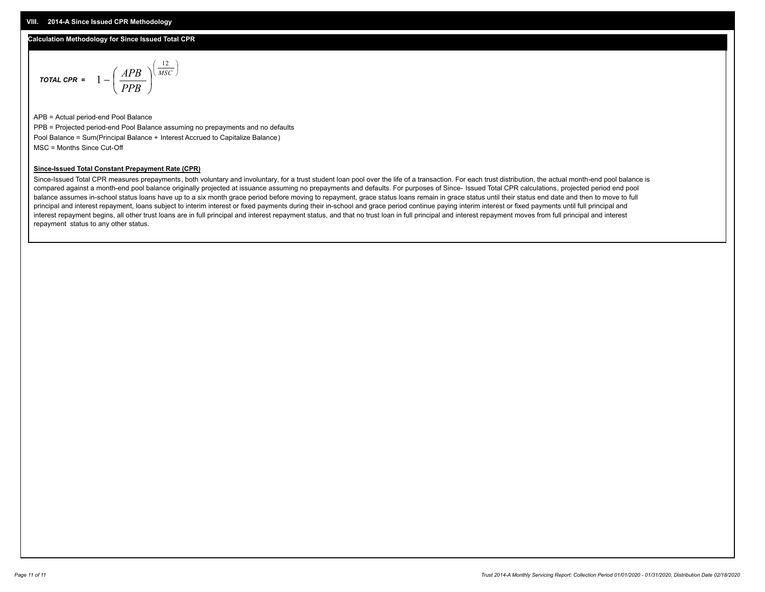## VIII. 2014-A Since Issued CPR Methodology

### Calculation Methodology for Since Issued Total CPR

$$\textit{TOTAL CPR} = 1 - \left( \frac{APB}{PPB} \right)^{\left( \frac{12}{MSC} \right)}$$

APB = Actual period-end Pool Balance

PPB = Projected period-end Pool Balance assuming no prepayments and no defaults

Pool Balance = Sum(Principal Balance + Interest Accrued to Capitalize Balance)

MSC = Months Since Cut-Off

**Since-Issued Total Constant Prepayment Rate (CPR)**

Since-Issued Total CPR measures prepayments, both voluntary and involuntary, for a trust student loan pool over the life of a transaction. For each trust distribution, the actual month-end pool balance is compared against a month-end pool balance originally projected at issuance assuming no prepayments and defaults. For purposes of Since- Issued Total CPR calculations, projected period end pool balance assumes in-school status loans have up to a six month grace period before moving to repayment, grace status loans remain in grace status until their status end date and then to move to full principal and interest repayment, loans subject to interim interest or fixed payments during their in-school and grace period continue paying interim interest or fixed payments until full principal and interest repayment begins, all other trust loans are in full principal and interest repayment status, and that no trust loan in full principal and interest repayment moves from full principal and interest repayment status to any other status.